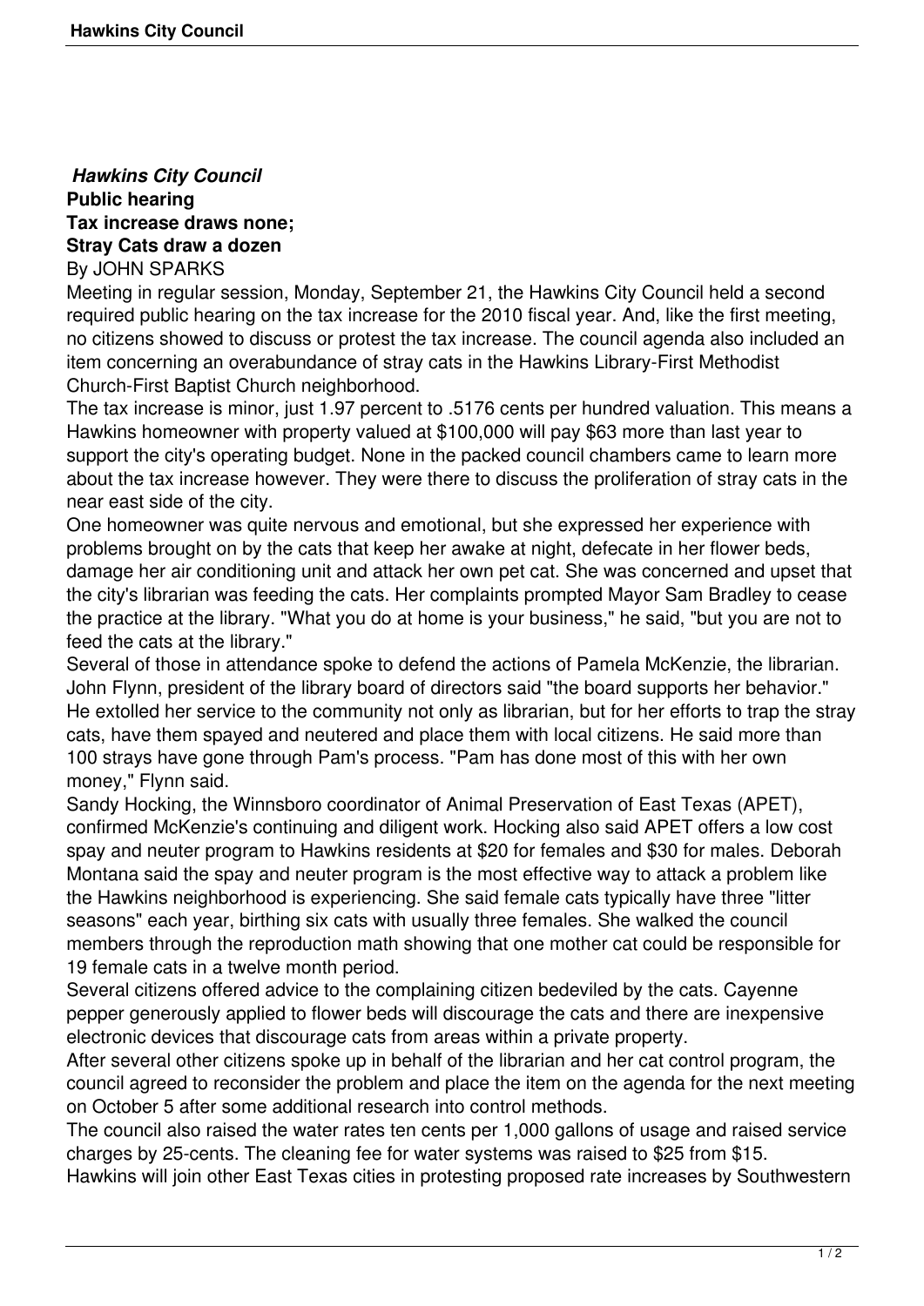***Hawkins City Council***

**Public hearing**

**Tax increase draws none;**

**Stray Cats draw a dozen**

By JOHN SPARKS

Meeting in regular session, Monday, September 21, the Hawkins City Council held a second required public hearing on the tax increase for the 2010 fiscal year. And, like the first meeting, no citizens showed to discuss or protest the tax increase. The council agenda also included an item concerning an overabundance of stray cats in the Hawkins Library-First Methodist Church-First Baptist Church neighborhood.

The tax increase is minor, just 1.97 percent to .5176 cents per hundred valuation. This means a Hawkins homeowner with property valued at $100,000 will pay $63 more than last year to support the city's operating budget. None in the packed council chambers came to learn more about the tax increase however. They were there to discuss the proliferation of stray cats in the near east side of the city.

One homeowner was quite nervous and emotional, but she expressed her experience with problems brought on by the cats that keep her awake at night, defecate in her flower beds, damage her air conditioning unit and attack her own pet cat. She was concerned and upset that the city's librarian was feeding the cats. Her complaints prompted Mayor Sam Bradley to cease the practice at the library. "What you do at home is your business," he said, "but you are not to feed the cats at the library."

Several of those in attendance spoke to defend the actions of Pamela McKenzie, the librarian. John Flynn, president of the library board of directors said "the board supports her behavior." He extolled her service to the community not only as librarian, but for her efforts to trap the stray cats, have them spayed and neutered and place them with local citizens. He said more than 100 strays have gone through Pam's process. "Pam has done most of this with her own money," Flynn said.

Sandy Hocking, the Winnsboro coordinator of Animal Preservation of East Texas (APET), confirmed McKenzie's continuing and diligent work. Hocking also said APET offers a low cost spay and neuter program to Hawkins residents at $20 for females and $30 for males. Deborah Montana said the spay and neuter program is the most effective way to attack a problem like the Hawkins neighborhood is experiencing. She said female cats typically have three "litter seasons" each year, birthing six cats with usually three females. She walked the council members through the reproduction math showing that one mother cat could be responsible for 19 female cats in a twelve month period.

Several citizens offered advice to the complaining citizen bedeviled by the cats. Cayenne pepper generously applied to flower beds will discourage the cats and there are inexpensive electronic devices that discourage cats from areas within a private property.

After several other citizens spoke up in behalf of the librarian and her cat control program, the council agreed to reconsider the problem and place the item on the agenda for the next meeting on October 5 after some additional research into control methods.

The council also raised the water rates ten cents per 1,000 gallons of usage and raised service charges by 25-cents. The cleaning fee for water systems was raised to $25 from $15.

Hawkins will join other East Texas cities in protesting proposed rate increases by Southwestern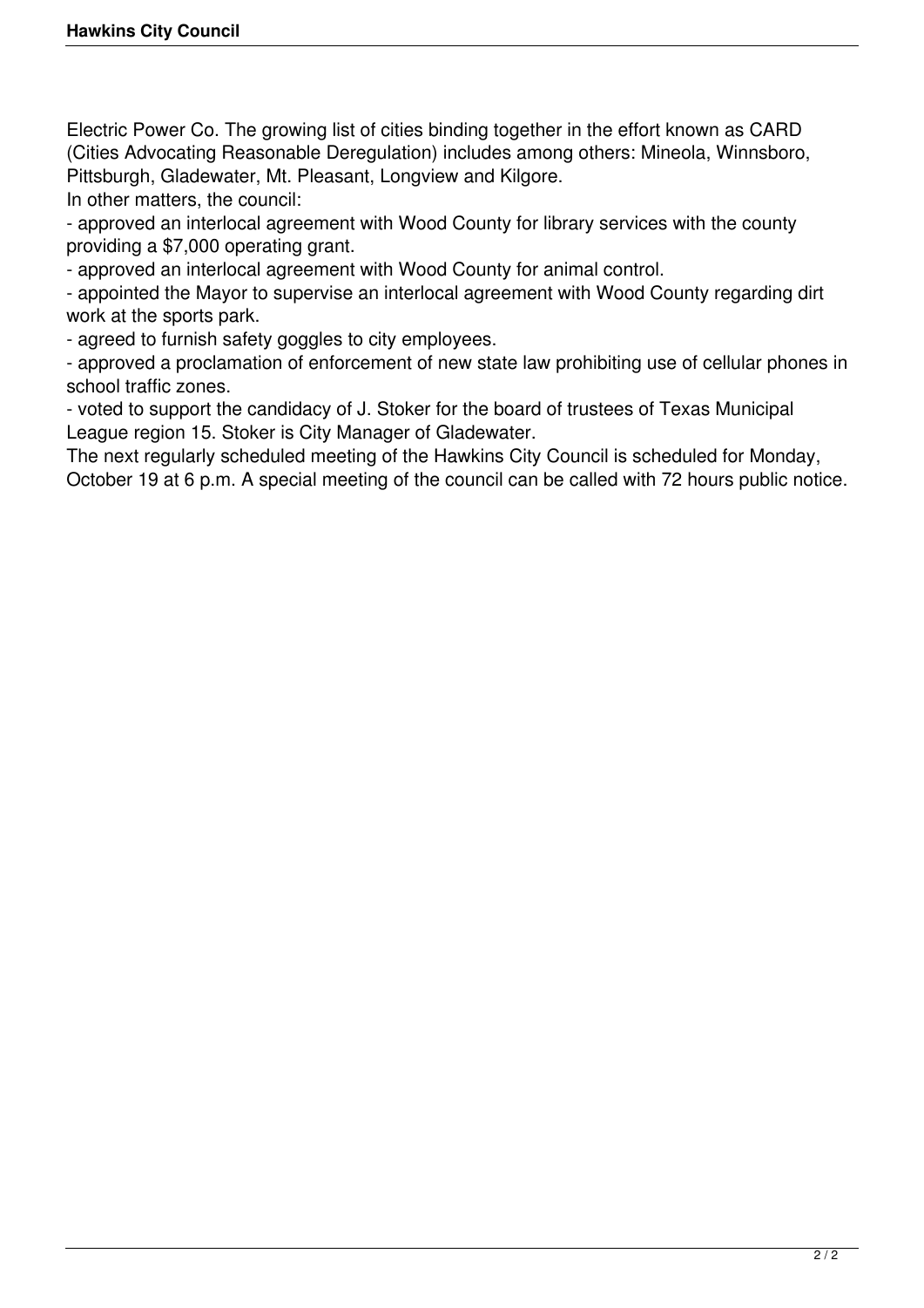Electric Power Co. The growing list of cities binding together in the effort known as CARD (Cities Advocating Reasonable Deregulation) includes among others: Mineola, Winnsboro, Pittsburgh, Gladewater, Mt. Pleasant, Longview and Kilgore.

In other matters, the council:

- approved an interlocal agreement with Wood County for library services with the county providing a $7,000 operating grant.
- approved an interlocal agreement with Wood County for animal control.
- appointed the Mayor to supervise an interlocal agreement with Wood County regarding dirt work at the sports park.
- agreed to furnish safety goggles to city employees.
- approved a proclamation of enforcement of new state law prohibiting use of cellular phones in school traffic zones.
- voted to support the candidacy of J. Stoker for the board of trustees of Texas Municipal League region 15. Stoker is City Manager of Gladewater.

The next regularly scheduled meeting of the Hawkins City Council is scheduled for Monday, October 19 at 6 p.m. A special meeting of the council can be called with 72 hours public notice.